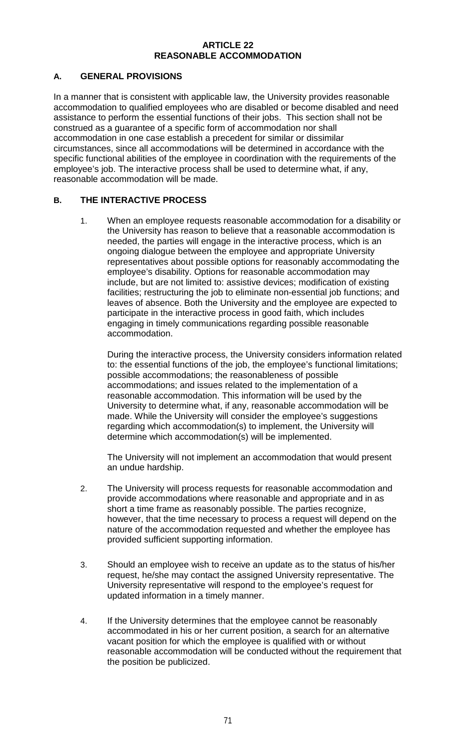# ARTICLE 22
# REASONABLE ACCOMMODATION

## A. GENERAL PROVISIONS

In a manner that is consistent with applicable law, the University provides reasonable accommodation to qualified employees who are disabled or become disabled and need assistance to perform the essential functions of their jobs. This section shall not be construed as a guarantee of a specific form of accommodation nor shall accommodation in one case establish a precedent for similar or dissimilar circumstances, since all accommodations will be determined in accordance with the specific functional abilities of the employee in coordination with the requirements of the employee's job. The interactive process shall be used to determine what, if any, reasonable accommodation will be made.

## B. THE INTERACTIVE PROCESS

1. When an employee requests reasonable accommodation for a disability or the University has reason to believe that a reasonable accommodation is needed, the parties will engage in the interactive process, which is an ongoing dialogue between the employee and appropriate University representatives about possible options for reasonably accommodating the employee's disability. Options for reasonable accommodation may include, but are not limited to: assistive devices; modification of existing facilities; restructuring the job to eliminate non-essential job functions; and leaves of absence. Both the University and the employee are expected to participate in the interactive process in good faith, which includes engaging in timely communications regarding possible reasonable accommodation.

   During the interactive process, the University considers information related to: the essential functions of the job, the employee's functional limitations; possible accommodations; the reasonableness of possible accommodations; and issues related to the implementation of a reasonable accommodation. This information will be used by the University to determine what, if any, reasonable accommodation will be made. While the University will consider the employee's suggestions regarding which accommodation(s) to implement, the University will determine which accommodation(s) will be implemented.

   The University will not implement an accommodation that would present an undue hardship.

2. The University will process requests for reasonable accommodation and provide accommodations where reasonable and appropriate and in as short a time frame as reasonably possible. The parties recognize, however, that the time necessary to process a request will depend on the nature of the accommodation requested and whether the employee has provided sufficient supporting information.

3. Should an employee wish to receive an update as to the status of his/her request, he/she may contact the assigned University representative. The University representative will respond to the employee's request for updated information in a timely manner.

4. If the University determines that the employee cannot be reasonably accommodated in his or her current position, a search for an alternative vacant position for which the employee is qualified with or without reasonable accommodation will be conducted without the requirement that the position be publicized.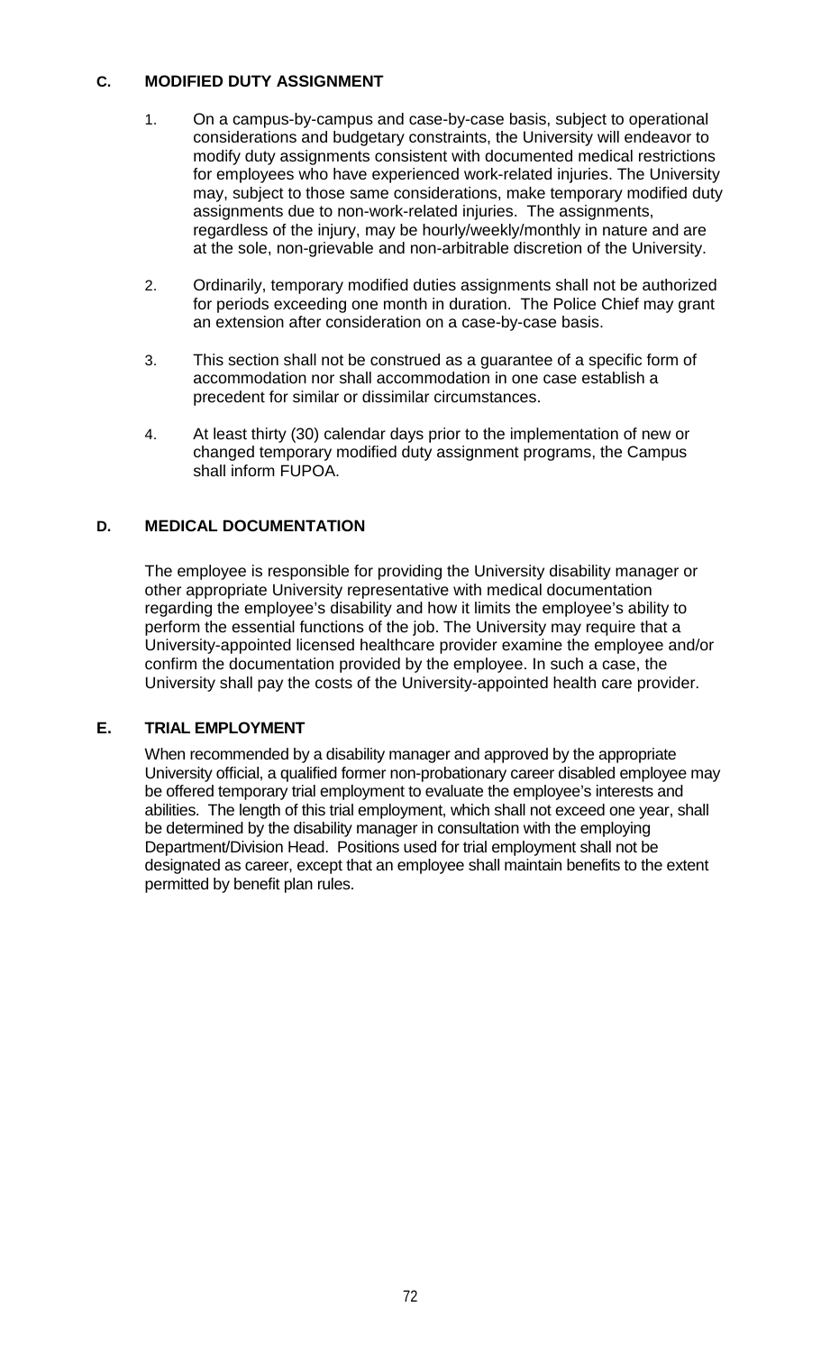### C. MODIFIED DUTY ASSIGNMENT

1. On a campus-by-campus and case-by-case basis, subject to operational considerations and budgetary constraints, the University will endeavor to modify duty assignments consistent with documented medical restrictions for employees who have experienced work-related injuries. The University may, subject to those same considerations, make temporary modified duty assignments due to non-work-related injuries. The assignments, regardless of the injury, may be hourly/weekly/monthly in nature and are at the sole, non-grievable and non-arbitrable discretion of the University.

2. Ordinarily, temporary modified duties assignments shall not be authorized for periods exceeding one month in duration. The Police Chief may grant an extension after consideration on a case-by-case basis.

3. This section shall not be construed as a guarantee of a specific form of accommodation nor shall accommodation in one case establish a precedent for similar or dissimilar circumstances.

4. At least thirty (30) calendar days prior to the implementation of new or changed temporary modified duty assignment programs, the Campus shall inform FUPOA.

### D. MEDICAL DOCUMENTATION

The employee is responsible for providing the University disability manager or other appropriate University representative with medical documentation regarding the employee's disability and how it limits the employee's ability to perform the essential functions of the job. The University may require that a University-appointed licensed healthcare provider examine the employee and/or confirm the documentation provided by the employee. In such a case, the University shall pay the costs of the University-appointed health care provider.

### E. TRIAL EMPLOYMENT

When recommended by a disability manager and approved by the appropriate University official, a qualified former non-probationary career disabled employee may be offered temporary trial employment to evaluate the employee's interests and abilities. The length of this trial employment, which shall not exceed one year, shall be determined by the disability manager in consultation with the employing Department/Division Head. Positions used for trial employment shall not be designated as career, except that an employee shall maintain benefits to the extent permitted by benefit plan rules.